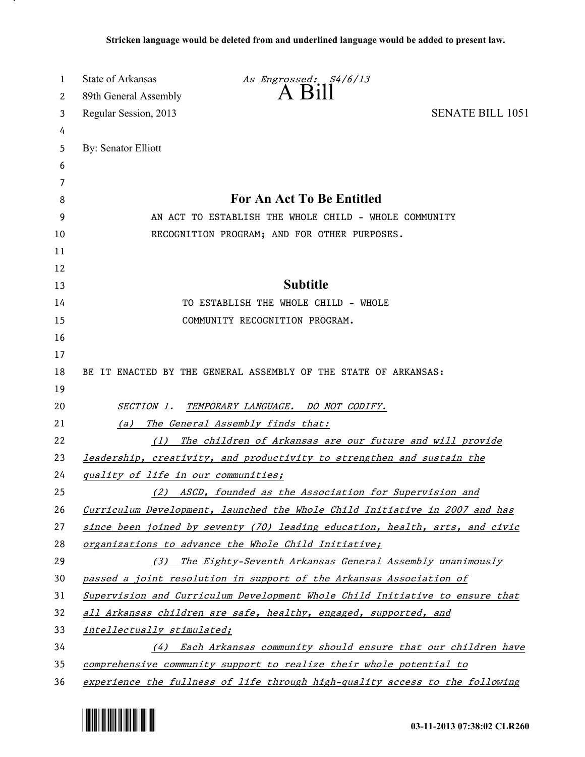**Stricken language would be deleted from and underlined language would be added to present law.**

State of Arkansas *As Engrossed: S4/6/13*
89th General Assembly
# A Bill
Regular Session, 2013 SENATE BILL 1051

By: Senator Elliott

## For An Act To Be Entitled

AN ACT TO ESTABLISH THE WHOLE CHILD - WHOLE COMMUNITY RECOGNITION PROGRAM; AND FOR OTHER PURPOSES.

## Subtitle

TO ESTABLISH THE WHOLE CHILD - WHOLE COMMUNITY RECOGNITION PROGRAM.

BE IT ENACTED BY THE GENERAL ASSEMBLY OF THE STATE OF ARKANSAS:

*SECTION 1. TEMPORARY LANGUAGE. DO NOT CODIFY.*

*(a) The General Assembly finds that:*

*(1) The children of Arkansas are our future and will provide leadership, creativity, and productivity to strengthen and sustain the quality of life in our communities;*

*(2) ASCD, founded as the Association for Supervision and Curriculum Development, launched the Whole Child Initiative in 2007 and has since been joined by seventy (70) leading education, health, arts, and civic organizations to advance the Whole Child Initiative;*

*(3) The Eighty-Seventh Arkansas General Assembly unanimously passed a joint resolution in support of the Arkansas Association of Supervision and Curriculum Development Whole Child Initiative to ensure that all Arkansas children are safe, healthy, engaged, supported, and intellectually stimulated;*

*(4) Each Arkansas community should ensure that our children have comprehensive community support to realize their whole potential to experience the fullness of life through high-quality access to the following*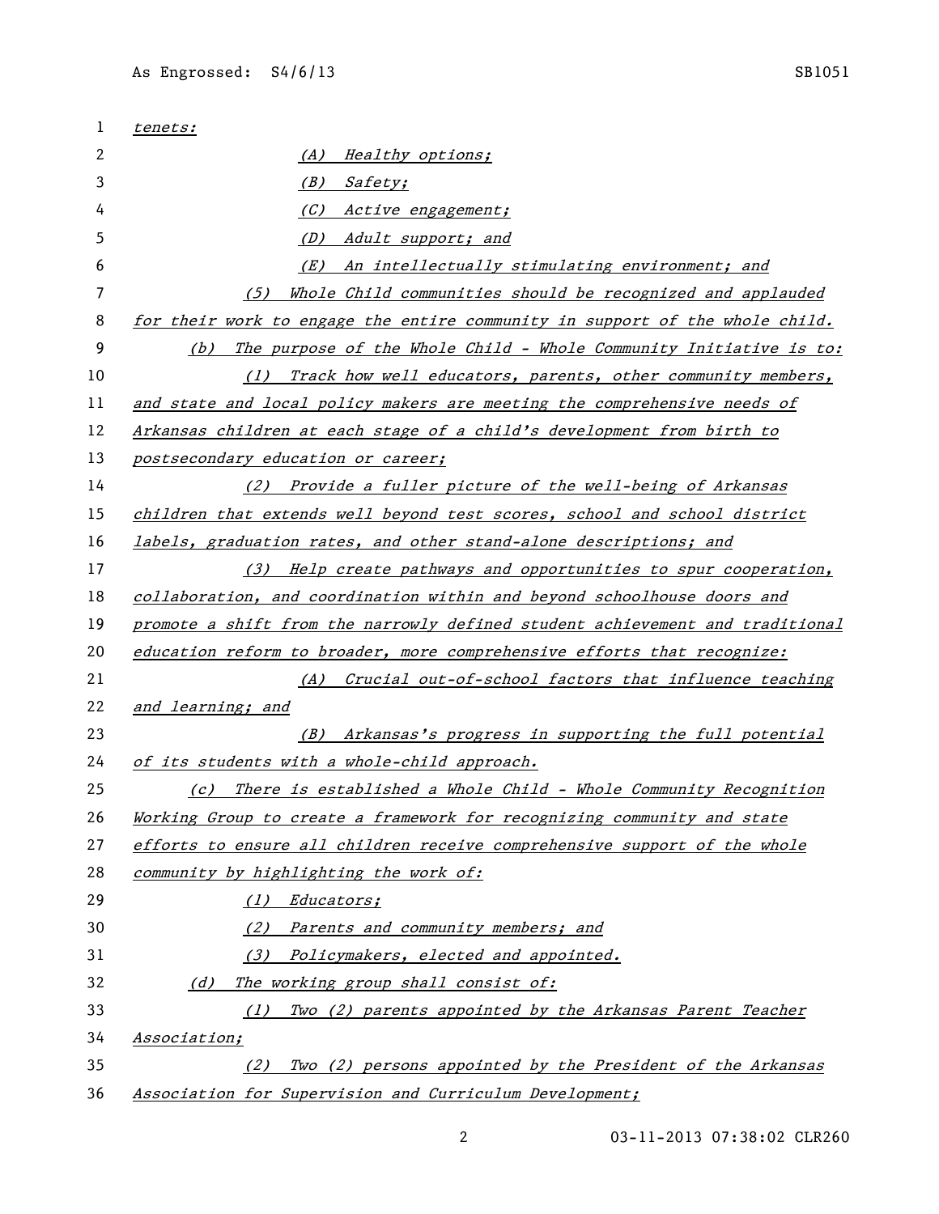*tenets:*

*(A) Healthy options;*

*(B) Safety;*

*(C) Active engagement;*

*(D) Adult support; and*

*(E) An intellectually stimulating environment; and*

*(5) Whole Child communities should be recognized and applauded for their work to engage the entire community in support of the whole child.*

*(b) The purpose of the Whole Child - Whole Community Initiative is to:*

*(1) Track how well educators, parents, other community members, and state and local policy makers are meeting the comprehensive needs of Arkansas children at each stage of a child's development from birth to postsecondary education or career;*

*(2) Provide a fuller picture of the well-being of Arkansas children that extends well beyond test scores, school and school district labels, graduation rates, and other stand-alone descriptions; and*

*(3) Help create pathways and opportunities to spur cooperation, collaboration, and coordination within and beyond schoolhouse doors and promote a shift from the narrowly defined student achievement and traditional education reform to broader, more comprehensive efforts that recognize:*

*(A) Crucial out-of-school factors that influence teaching and learning; and*

*(B) Arkansas's progress in supporting the full potential of its students with a whole-child approach.*

*(c) There is established a Whole Child - Whole Community Recognition Working Group to create a framework for recognizing community and state efforts to ensure all children receive comprehensive support of the whole community by highlighting the work of:*

*(1) Educators;*

*(2) Parents and community members; and*

*(3) Policymakers, elected and appointed.*

*(d) The working group shall consist of:*

*(1) Two (2) parents appointed by the Arkansas Parent Teacher Association;*

*(2) Two (2) persons appointed by the President of the Arkansas Association for Supervision and Curriculum Development;*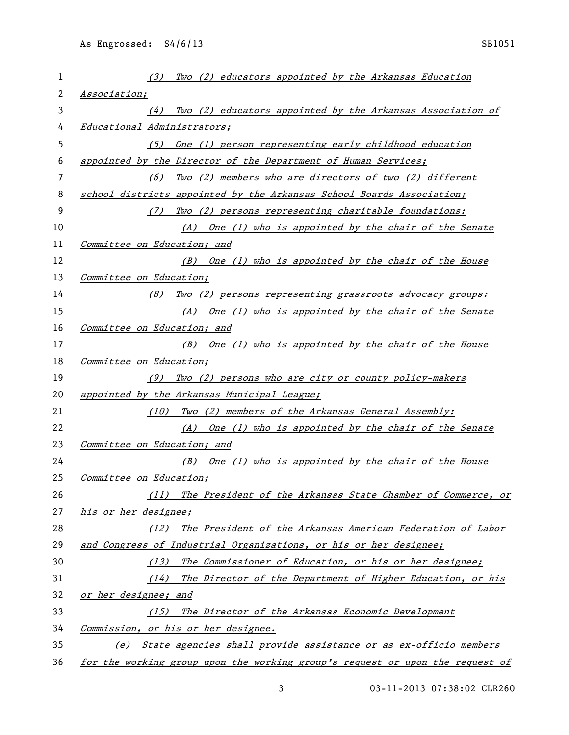(3) Two (2) educators appointed by the Arkansas Education Association;

(4) Two (2) educators appointed by the Arkansas Association of Educational Administrators;

(5) One (1) person representing early childhood education appointed by the Director of the Department of Human Services;

(6) Two (2) members who are directors of two (2) different school districts appointed by the Arkansas School Boards Association;

(7) Two (2) persons representing charitable foundations:

(A) One (1) who is appointed by the chair of the Senate Committee on Education; and

(B) One (1) who is appointed by the chair of the House Committee on Education;

(8) Two (2) persons representing grassroots advocacy groups:

(A) One (1) who is appointed by the chair of the Senate Committee on Education; and

(B) One (1) who is appointed by the chair of the House Committee on Education;

(9) Two (2) persons who are city or county policy-makers appointed by the Arkansas Municipal League;

(10) Two (2) members of the Arkansas General Assembly:

(A) One (1) who is appointed by the chair of the Senate Committee on Education; and

(B) One (1) who is appointed by the chair of the House Committee on Education;

(11) The President of the Arkansas State Chamber of Commerce, or his or her designee;

(12) The President of the Arkansas American Federation of Labor and Congress of Industrial Organizations, or his or her designee;

(13) The Commissioner of Education, or his or her designee;

(14) The Director of the Department of Higher Education, or his or her designee; and

(15) The Director of the Arkansas Economic Development Commission, or his or her designee.

(e) State agencies shall provide assistance or as ex-officio members for the working group upon the working group's request or upon the request of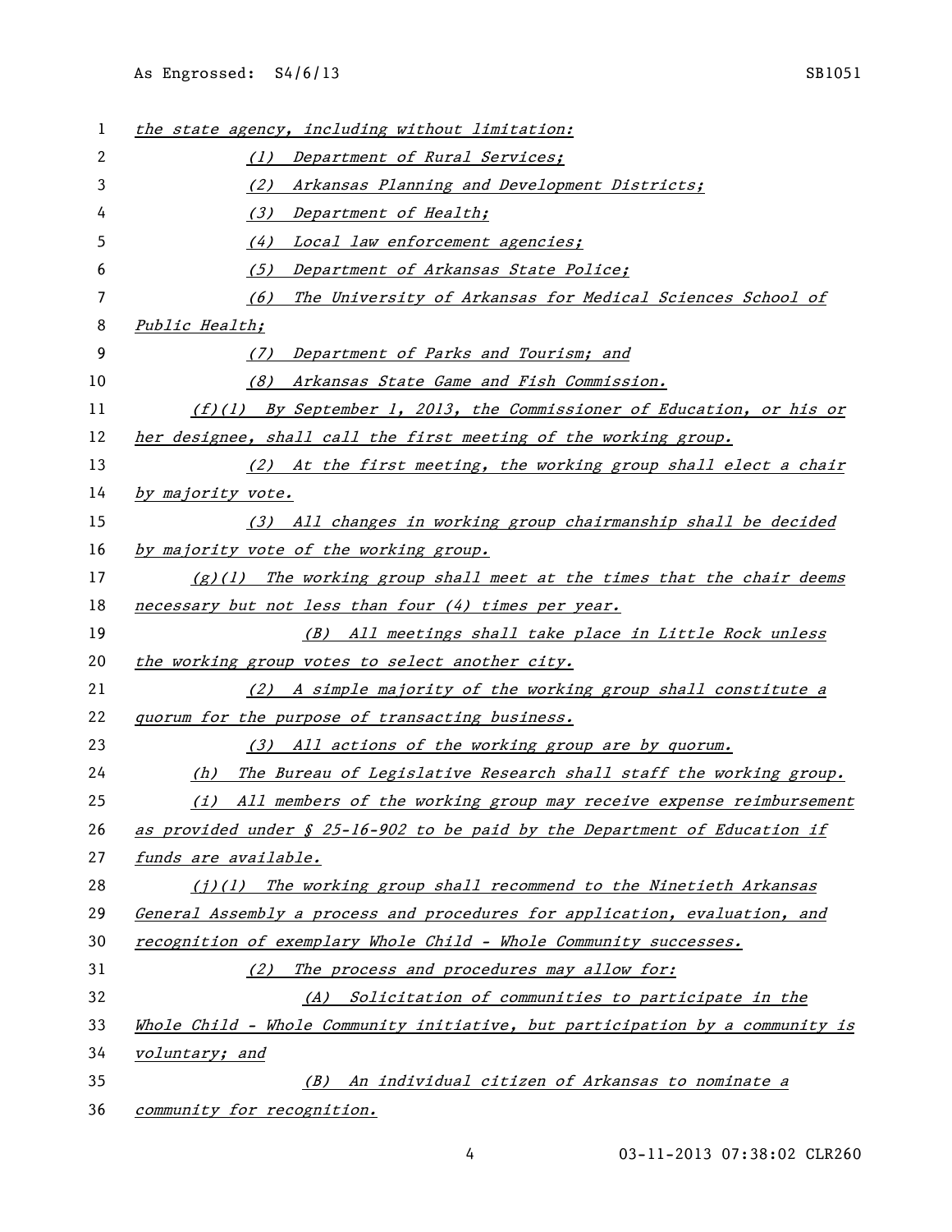*the state agency, including without limitation:*

*(1) Department of Rural Services;*

*(2) Arkansas Planning and Development Districts;*

*(3) Department of Health;*

*(4) Local law enforcement agencies;*

*(5) Department of Arkansas State Police;*

*(6) The University of Arkansas for Medical Sciences School of Public Health;*

*(7) Department of Parks and Tourism; and*

*(8) Arkansas State Game and Fish Commission.*

*(f)(1) By September 1, 2013, the Commissioner of Education, or his or her designee, shall call the first meeting of the working group.*

*(2) At the first meeting, the working group shall elect a chair by majority vote.*

*(3) All changes in working group chairmanship shall be decided by majority vote of the working group.*

*(g)(1) The working group shall meet at the times that the chair deems necessary but not less than four (4) times per year.*

*(B) All meetings shall take place in Little Rock unless the working group votes to select another city.*

*(2) A simple majority of the working group shall constitute a quorum for the purpose of transacting business.*

*(3) All actions of the working group are by quorum.*

*(h) The Bureau of Legislative Research shall staff the working group.*

*(i) All members of the working group may receive expense reimbursement as provided under § 25-16-902 to be paid by the Department of Education if funds are available.*

*(j)(1) The working group shall recommend to the Ninetieth Arkansas General Assembly a process and procedures for application, evaluation, and recognition of exemplary Whole Child - Whole Community successes.*

*(2) The process and procedures may allow for:*

*(A) Solicitation of communities to participate in the Whole Child - Whole Community initiative, but participation by a community is voluntary; and*

*(B) An individual citizen of Arkansas to nominate a community for recognition.*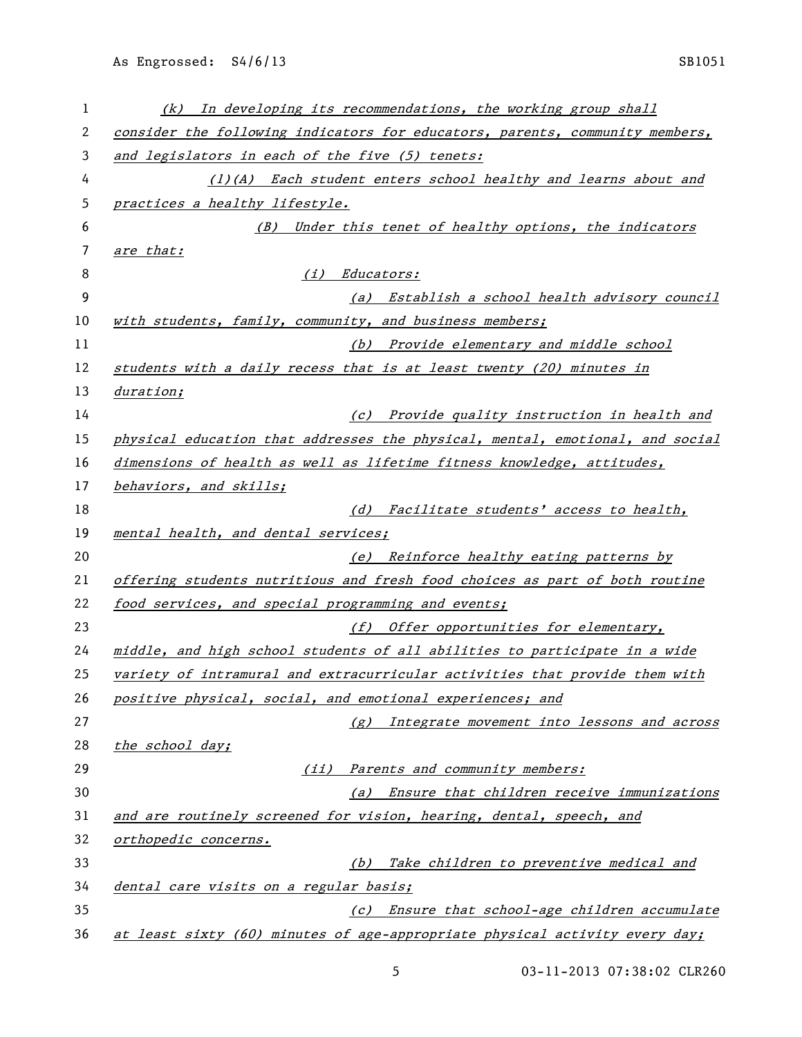*(k) In developing its recommendations, the working group shall consider the following indicators for educators, parents, community members, and legislators in each of the five (5) tenets:*

*(1)(A) Each student enters school healthy and learns about and practices a healthy lifestyle.*

*(B) Under this tenet of healthy options, the indicators are that:*

*(i) Educators:*

*(a) Establish a school health advisory council with students, family, community, and business members;*

*(b) Provide elementary and middle school students with a daily recess that is at least twenty (20) minutes in duration;*

*(c) Provide quality instruction in health and physical education that addresses the physical, mental, emotional, and social dimensions of health as well as lifetime fitness knowledge, attitudes, behaviors, and skills;*

*(d) Facilitate students' access to health, mental health, and dental services;*

*(e) Reinforce healthy eating patterns by offering students nutritious and fresh food choices as part of both routine food services, and special programming and events;*

*(f) Offer opportunities for elementary, middle, and high school students of all abilities to participate in a wide variety of intramural and extracurricular activities that provide them with positive physical, social, and emotional experiences; and*

*(g) Integrate movement into lessons and across the school day;*

*(ii) Parents and community members:*

*(a) Ensure that children receive immunizations and are routinely screened for vision, hearing, dental, speech, and orthopedic concerns.*

*(b) Take children to preventive medical and dental care visits on a regular basis;*

*(c) Ensure that school-age children accumulate at least sixty (60) minutes of age-appropriate physical activity every day;*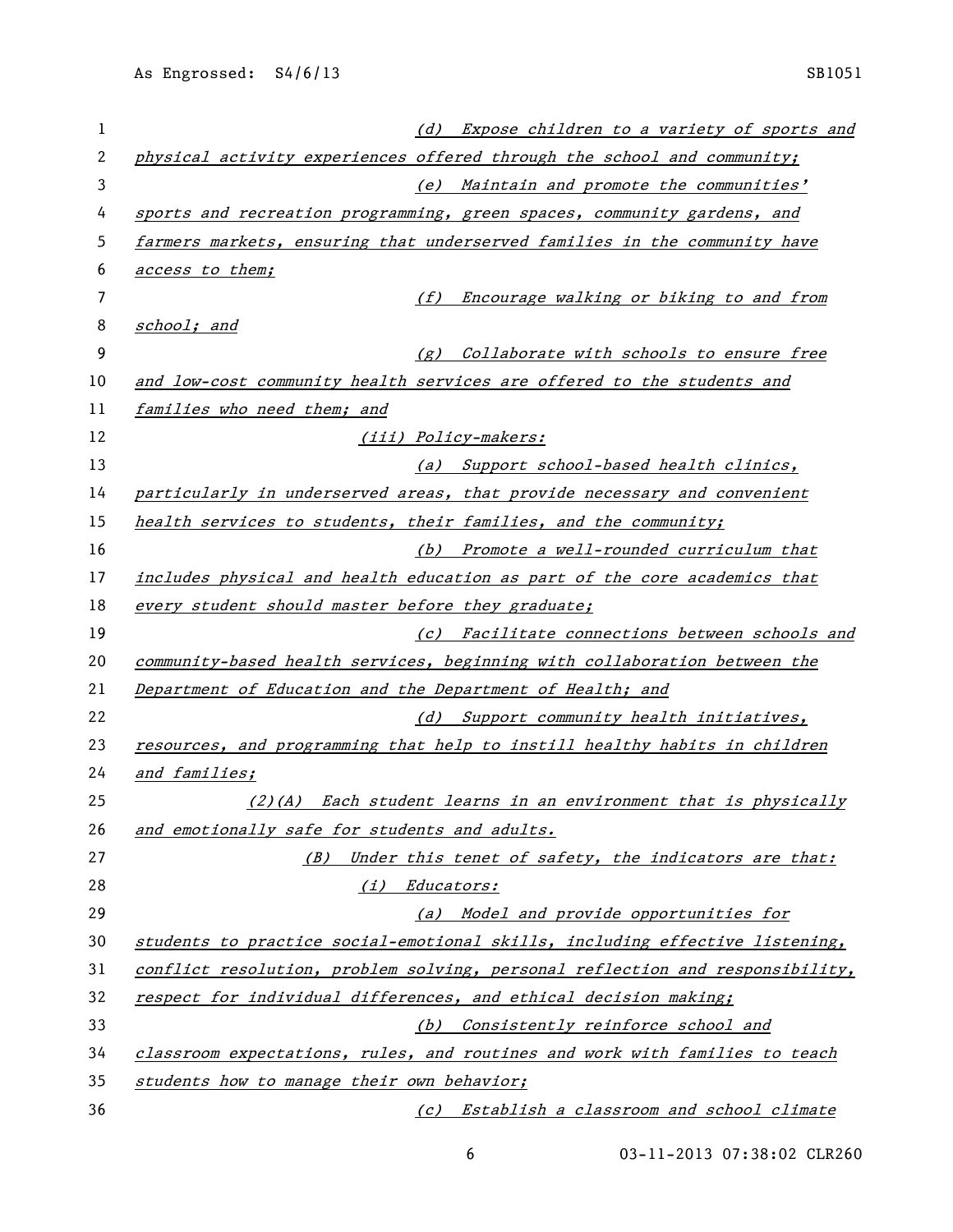(d) *Expose children to a variety of sports and physical activity experiences offered through the school and community;*

(e) *Maintain and promote the communities' sports and recreation programming, green spaces, community gardens, and farmers markets, ensuring that underserved families in the community have access to them;*

(f) *Encourage walking or biking to and from school; and*

(g) *Collaborate with schools to ensure free and low-cost community health services are offered to the students and families who need them; and*

(iii) *Policy-makers:*

(a) *Support school-based health clinics, particularly in underserved areas, that provide necessary and convenient health services to students, their families, and the community;*

(b) *Promote a well-rounded curriculum that includes physical and health education as part of the core academics that every student should master before they graduate;*

(c) *Facilitate connections between schools and community-based health services, beginning with collaboration between the Department of Education and the Department of Health; and*

(d) *Support community health initiatives, resources, and programming that help to instill healthy habits in children and families;*

(2)(A) *Each student learns in an environment that is physically and emotionally safe for students and adults.*

(B) *Under this tenet of safety, the indicators are that:*

(i) *Educators:*

(a) *Model and provide opportunities for students to practice social-emotional skills, including effective listening, conflict resolution, problem solving, personal reflection and responsibility, respect for individual differences, and ethical decision making;*

(b) *Consistently reinforce school and classroom expectations, rules, and routines and work with families to teach students how to manage their own behavior;*

(c) *Establish a classroom and school climate*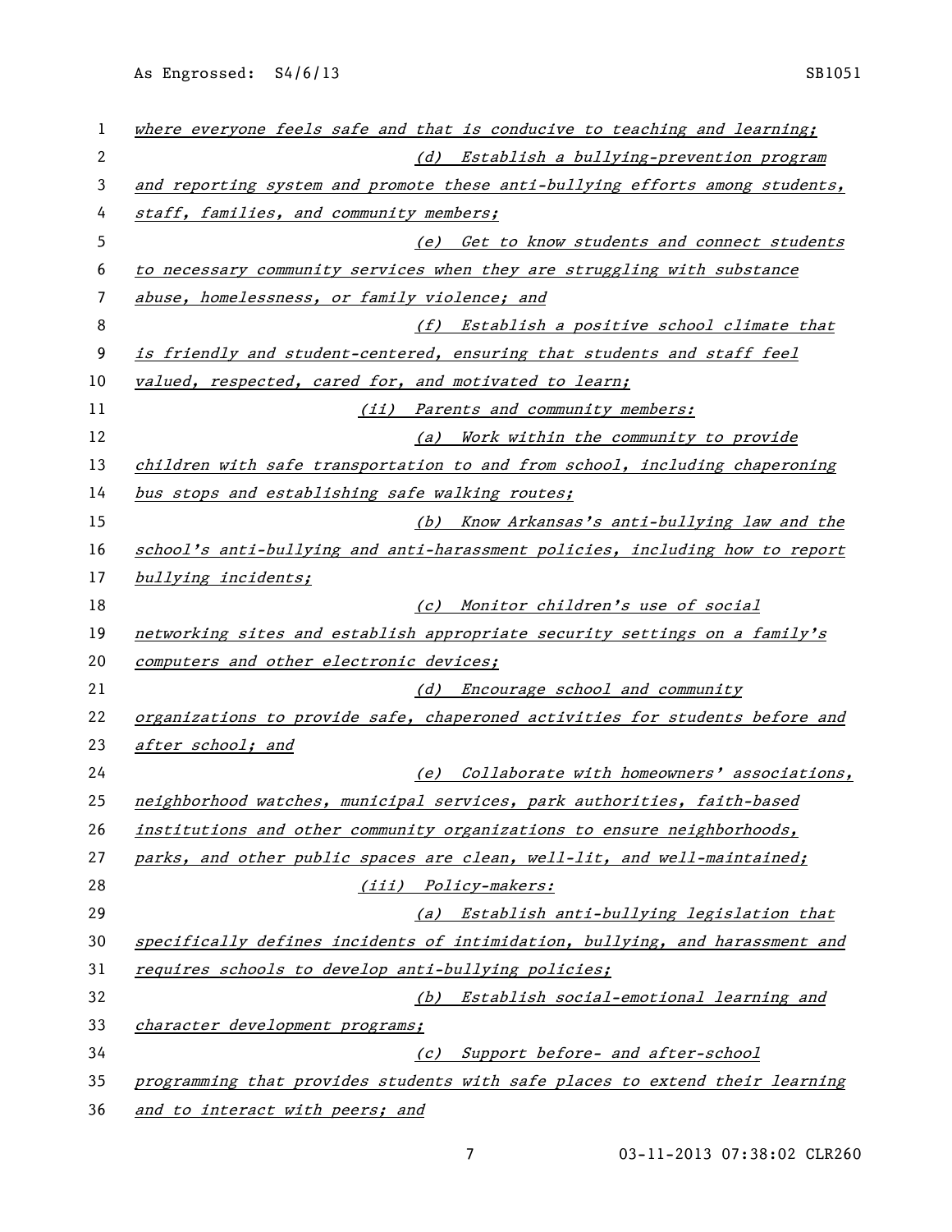*where everyone feels safe and that is conducive to teaching and learning;*

*(d) Establish a bullying-prevention program and reporting system and promote these anti-bullying efforts among students, staff, families, and community members;*

*(e) Get to know students and connect students to necessary community services when they are struggling with substance abuse, homelessness, or family violence; and*

*(f) Establish a positive school climate that is friendly and student-centered, ensuring that students and staff feel valued, respected, cared for, and motivated to learn;*

*(ii) Parents and community members:*

*(a) Work within the community to provide children with safe transportation to and from school, including chaperoning bus stops and establishing safe walking routes;*

*(b) Know Arkansas's anti-bullying law and the school's anti-bullying and anti-harassment policies, including how to report bullying incidents;*

*(c) Monitor children's use of social networking sites and establish appropriate security settings on a family's computers and other electronic devices;*

*(d) Encourage school and community organizations to provide safe, chaperoned activities for students before and after school; and*

*(e) Collaborate with homeowners' associations, neighborhood watches, municipal services, park authorities, faith-based institutions and other community organizations to ensure neighborhoods, parks, and other public spaces are clean, well-lit, and well-maintained;*

*(iii) Policy-makers:*

*(a) Establish anti-bullying legislation that specifically defines incidents of intimidation, bullying, and harassment and requires schools to develop anti-bullying policies;*

*(b) Establish social-emotional learning and character development programs;*

*(c) Support before- and after-school programming that provides students with safe places to extend their learning and to interact with peers; and*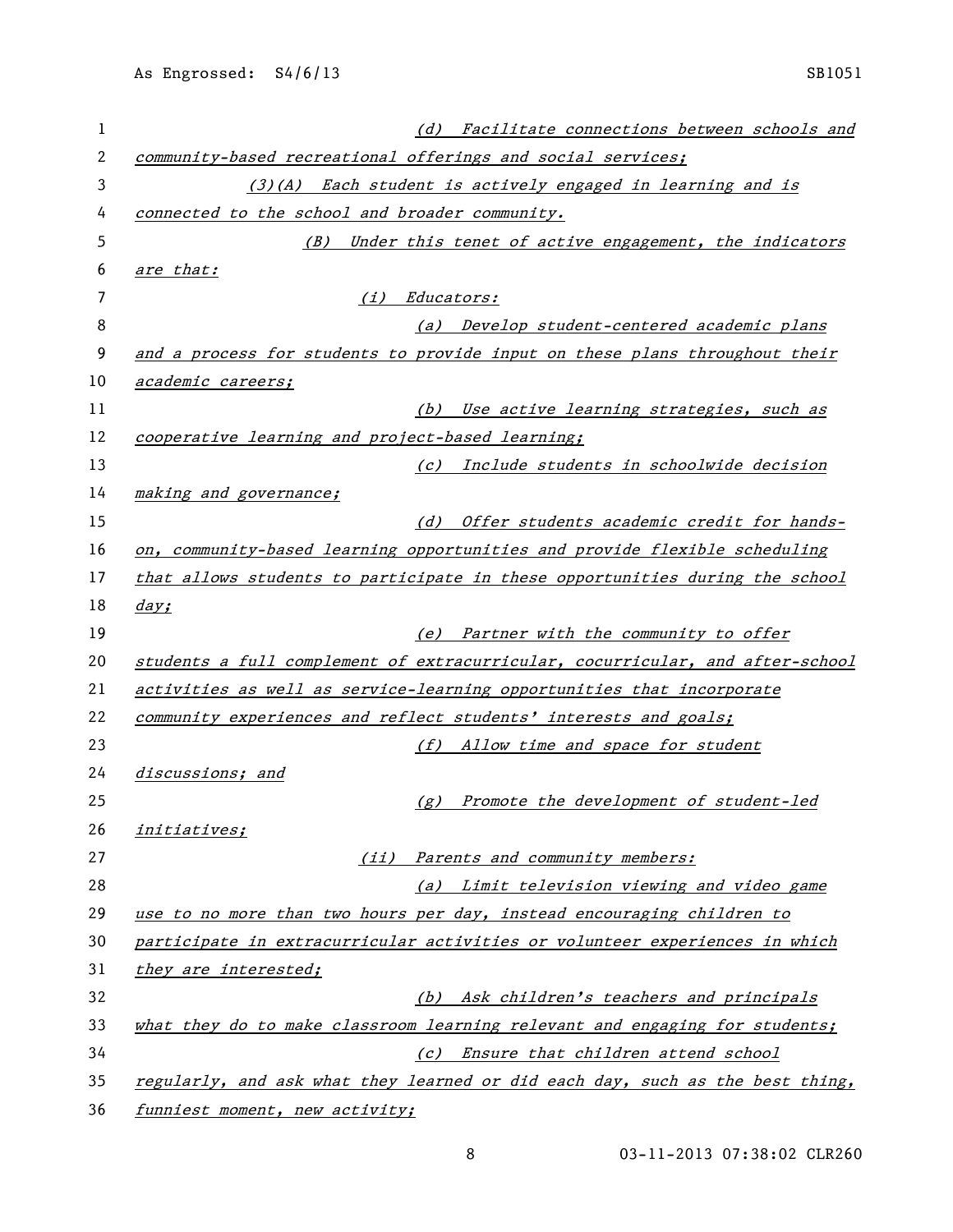(d) Facilitate connections between schools and community-based recreational offerings and social services;

(3)(A) Each student is actively engaged in learning and is connected to the school and broader community.

(B) Under this tenet of active engagement, the indicators are that:

(i) Educators:

(a) Develop student-centered academic plans and a process for students to provide input on these plans throughout their academic careers;

(b) Use active learning strategies, such as cooperative learning and project-based learning;

(c) Include students in schoolwide decision making and governance;

(d) Offer students academic credit for hands-on, community-based learning opportunities and provide flexible scheduling that allows students to participate in these opportunities during the school day;

(e) Partner with the community to offer students a full complement of extracurricular, cocurricular, and after-school activities as well as service-learning opportunities that incorporate community experiences and reflect students' interests and goals;

(f) Allow time and space for student discussions; and

(g) Promote the development of student-led initiatives;

(ii) Parents and community members:

(a) Limit television viewing and video game use to no more than two hours per day, instead encouraging children to participate in extracurricular activities or volunteer experiences in which they are interested;

(b) Ask children's teachers and principals what they do to make classroom learning relevant and engaging for students;

(c) Ensure that children attend school regularly, and ask what they learned or did each day, such as the best thing, funniest moment, new activity;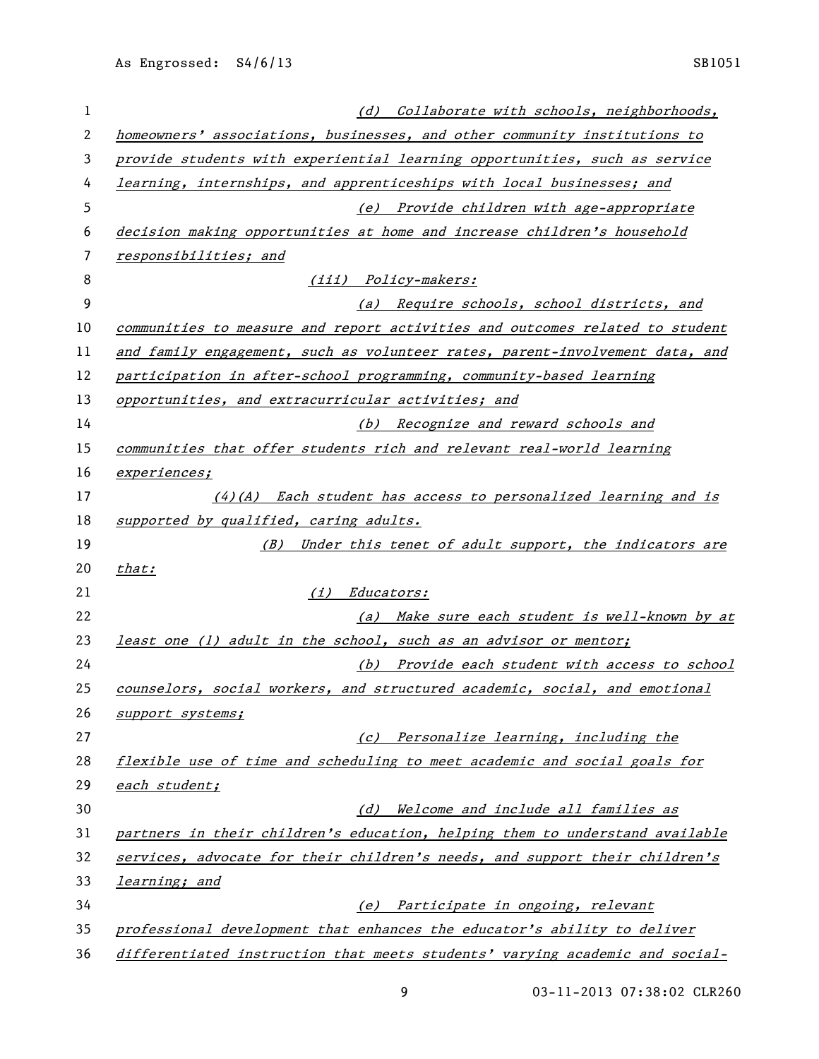(d) Collaborate with schools, neighborhoods, homeowners' associations, businesses, and other community institutions to provide students with experiential learning opportunities, such as service learning, internships, and apprenticeships with local businesses; and

(e) Provide children with age-appropriate decision making opportunities at home and increase children's household responsibilities; and

(iii) Policy-makers:

(a) Require schools, school districts, and communities to measure and report activities and outcomes related to student and family engagement, such as volunteer rates, parent-involvement data, and participation in after-school programming, community-based learning opportunities, and extracurricular activities; and

(b) Recognize and reward schools and communities that offer students rich and relevant real-world learning experiences;

(4)(A) Each student has access to personalized learning and is supported by qualified, caring adults.

(B) Under this tenet of adult support, the indicators are that:

(i) Educators:

(a) Make sure each student is well-known by at least one (1) adult in the school, such as an advisor or mentor;

(b) Provide each student with access to school counselors, social workers, and structured academic, social, and emotional support systems;

(c) Personalize learning, including the flexible use of time and scheduling to meet academic and social goals for each student;

(d) Welcome and include all families as partners in their children's education, helping them to understand available services, advocate for their children's needs, and support their children's learning; and

(e) Participate in ongoing, relevant professional development that enhances the educator's ability to deliver differentiated instruction that meets students' varying academic and social-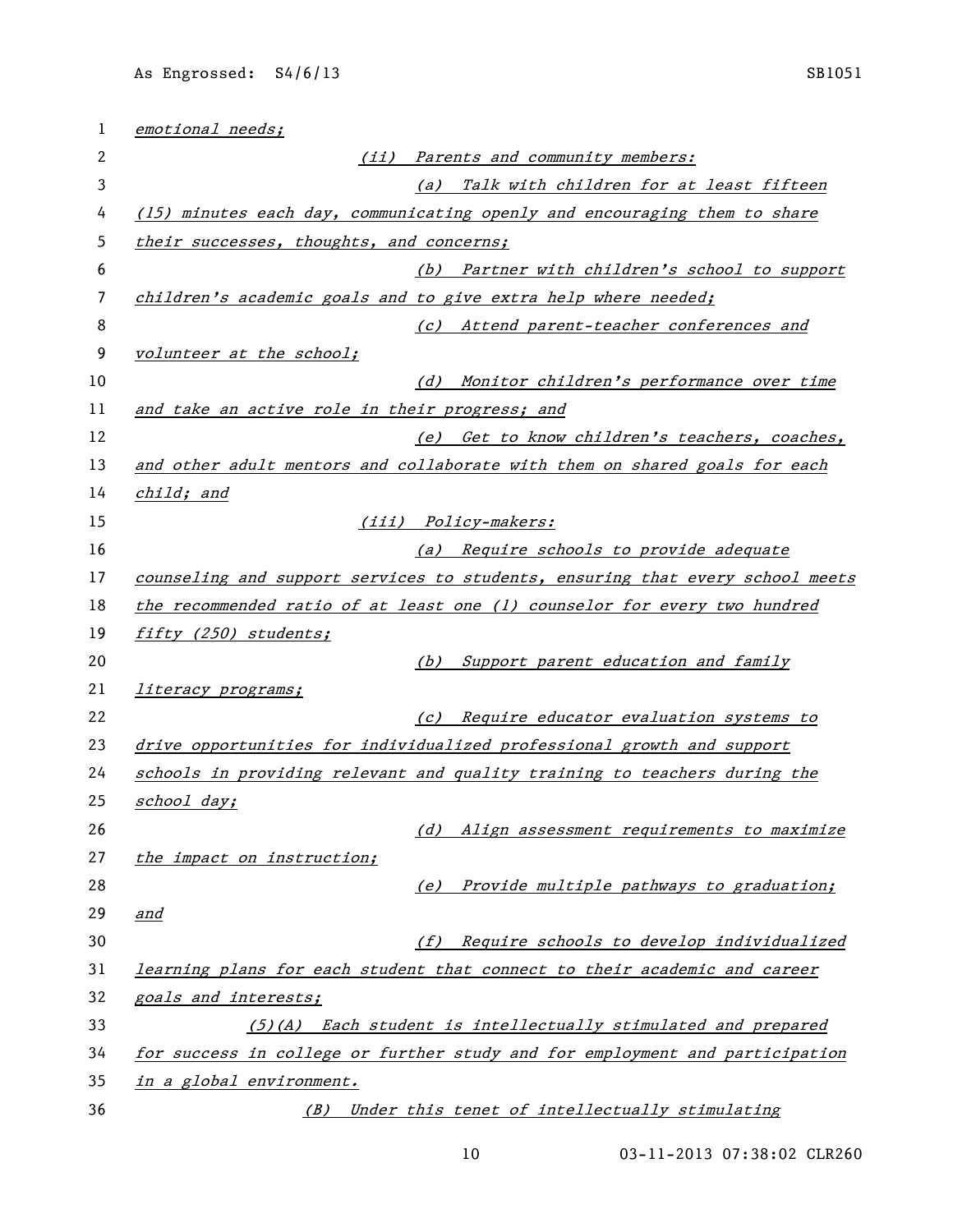*emotional needs;*

*(ii) Parents and community members:*

*(a) Talk with children for at least fifteen (15) minutes each day, communicating openly and encouraging them to share their successes, thoughts, and concerns;*

*(b) Partner with children's school to support children's academic goals and to give extra help where needed;*

*(c) Attend parent-teacher conferences and volunteer at the school;*

*(d) Monitor children's performance over time and take an active role in their progress; and*

*(e) Get to know children's teachers, coaches, and other adult mentors and collaborate with them on shared goals for each child; and*

*(iii) Policy-makers:*

*(a) Require schools to provide adequate counseling and support services to students, ensuring that every school meets the recommended ratio of at least one (1) counselor for every two hundred fifty (250) students;*

*(b) Support parent education and family literacy programs;*

*(c) Require educator evaluation systems to drive opportunities for individualized professional growth and support schools in providing relevant and quality training to teachers during the school day;*

*(d) Align assessment requirements to maximize the impact on instruction;*

*(e) Provide multiple pathways to graduation; and*

*(f) Require schools to develop individualized learning plans for each student that connect to their academic and career goals and interests;*

*(5)(A) Each student is intellectually stimulated and prepared for success in college or further study and for employment and participation in a global environment.*

*(B) Under this tenet of intellectually stimulating*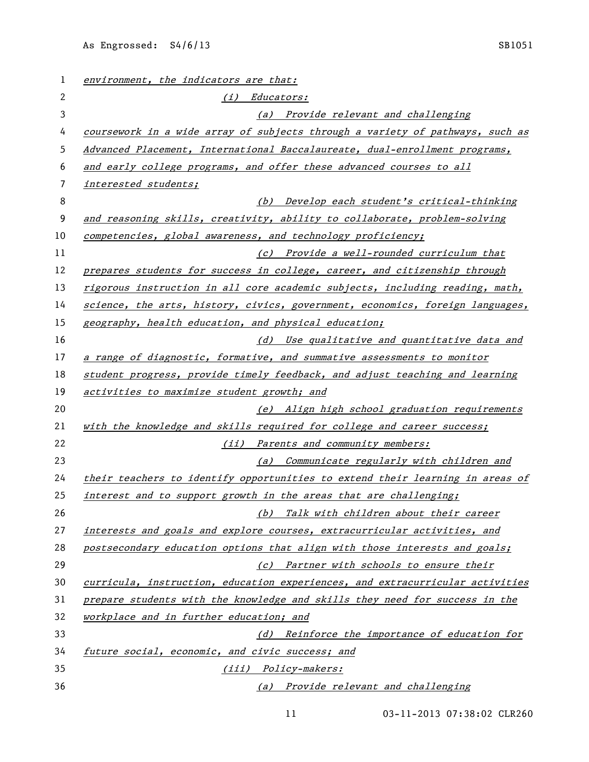*environment, the indicators are that:*

*(i) Educators:*

*(a) Provide relevant and challenging coursework in a wide array of subjects through a variety of pathways, such as Advanced Placement, International Baccalaureate, dual-enrollment programs, and early college programs, and offer these advanced courses to all interested students;*

*(b) Develop each student's critical-thinking and reasoning skills, creativity, ability to collaborate, problem-solving competencies, global awareness, and technology proficiency;*

*(c) Provide a well-rounded curriculum that prepares students for success in college, career, and citizenship through rigorous instruction in all core academic subjects, including reading, math, science, the arts, history, civics, government, economics, foreign languages, geography, health education, and physical education;*

*(d) Use qualitative and quantitative data and a range of diagnostic, formative, and summative assessments to monitor student progress, provide timely feedback, and adjust teaching and learning activities to maximize student growth; and*

*(e) Align high school graduation requirements with the knowledge and skills required for college and career success;*

*(ii) Parents and community members:*

*(a) Communicate regularly with children and their teachers to identify opportunities to extend their learning in areas of interest and to support growth in the areas that are challenging;*

*(b) Talk with children about their career interests and goals and explore courses, extracurricular activities, and postsecondary education options that align with those interests and goals;*

*(c) Partner with schools to ensure their curricula, instruction, education experiences, and extracurricular activities prepare students with the knowledge and skills they need for success in the workplace and in further education; and*

*(d) Reinforce the importance of education for future social, economic, and civic success; and*

*(iii) Policy-makers:*

*(a) Provide relevant and challenging*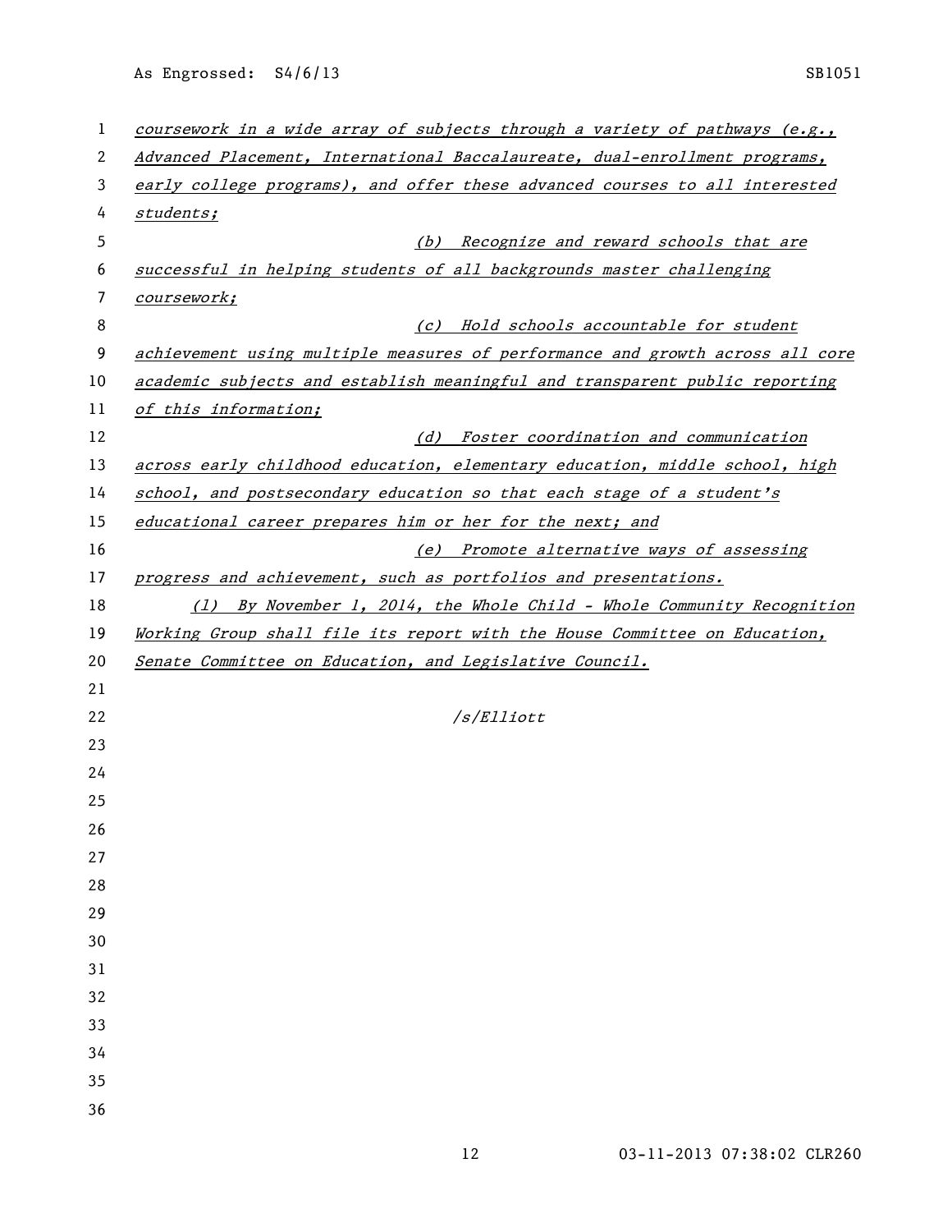*coursework in a wide array of subjects through a variety of pathways (e.g., Advanced Placement, International Baccalaureate, dual-enrollment programs, early college programs), and offer these advanced courses to all interested students;*

*(b) Recognize and reward schools that are successful in helping students of all backgrounds master challenging coursework;*

*(c) Hold schools accountable for student achievement using multiple measures of performance and growth across all core academic subjects and establish meaningful and transparent public reporting of this information;*

*(d) Foster coordination and communication across early childhood education, elementary education, middle school, high school, and postsecondary education so that each stage of a student's educational career prepares him or her for the next; and*

*(e) Promote alternative ways of assessing progress and achievement, such as portfolios and presentations.*

*(l) By November 1, 2014, the Whole Child - Whole Community Recognition Working Group shall file its report with the House Committee on Education, Senate Committee on Education, and Legislative Council.*

/s/Elliott